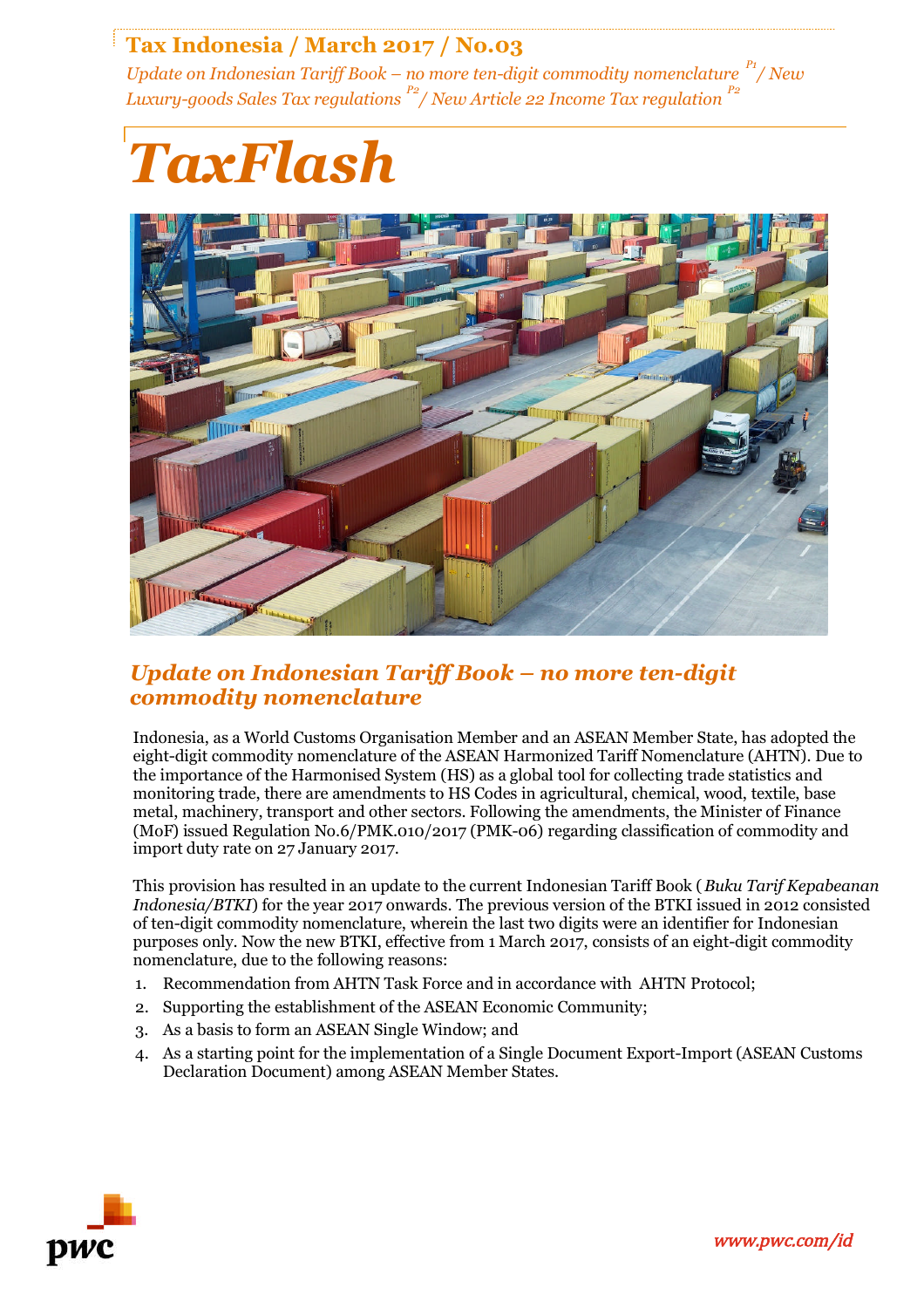# Tax Indonesia / March 2017 / No.03

*Update on Indonesian Tariff Book – no more ten-digit commodity nomenclature* [P1] */ New Luxury-goods Sales Tax regulations* [P2] */ New Article 22 Income Tax regulation* [P2]

# *TaxFlash*

## *Update on Indonesian Tariff Book – no more ten-digit commodity nomenclature*

Indonesia, as a World Customs Organisation Member and an ASEAN Member State, has adopted the eight-digit commodity nomenclature of the ASEAN Harmonized Tariff Nomenclature (AHTN). Due to the importance of the Harmonised System (HS) as a global tool for collecting trade statistics and monitoring trade, there are amendments to HS Codes in agricultural, chemical, wood, textile, base metal, machinery, transport and other sectors. Following the amendments, the Minister of Finance (MoF) issued Regulation No.6/PMK.010/2017 (PMK-06) regarding classification of commodity and import duty rate on 27 January 2017.

This provision has resulted in an update to the current Indonesian Tariff Book ( *Buku Tarif Kepabeanan Indonesia/BTKI*) for the year 2017 onwards. The previous version of the BTKI issued in 2012 consisted of ten-digit commodity nomenclature, wherein the last two digits were an identifier for Indonesian purposes only. Now the new BTKI, effective from 1 March 2017, consists of an eight-digit commodity nomenclature, due to the following reasons:

1. Recommendation from AHTN Task Force and in accordance with AHTN Protocol;
2. Supporting the establishment of the ASEAN Economic Community;
3. As a basis to form an ASEAN Single Window; and
4. As a starting point for the implementation of a Single Document Export-Import (ASEAN Customs Declaration Document) among ASEAN Member States.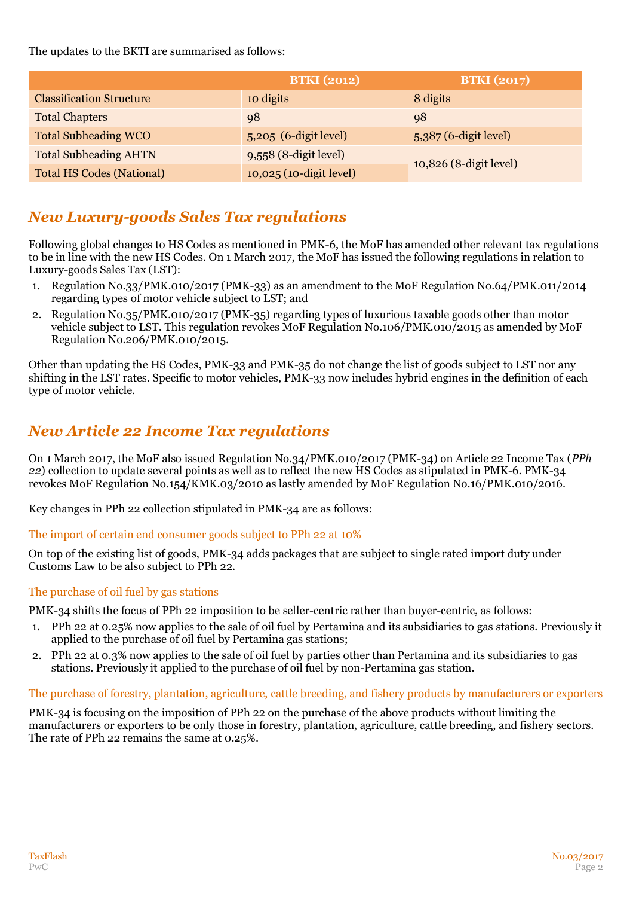The updates to the BKTI are summarised as follows:

| | BTKI (2012) | BTKI (2017) |
|---|---|---|
| Classification Structure | 10 digits | 8 digits |
| Total Chapters | 98 | 98 |
| Total Subheading WCO | 5,205 (6-digit level) | 5,387 (6-digit level) |
| Total Subheading AHTN | 9,558 (8-digit level) | 10,826 (8-digit level) |
| Total HS Codes (National) | 10,025 (10-digit level) | |

## *New Luxury-goods Sales Tax regulations*

Following global changes to HS Codes as mentioned in PMK-6, the MoF has amended other relevant tax regulations to be in line with the new HS Codes. On 1 March 2017, the MoF has issued the following regulations in relation to Luxury-goods Sales Tax (LST):

1. Regulation No.33/PMK.010/2017 (PMK-33) as an amendment to the MoF Regulation No.64/PMK.011/2014 regarding types of motor vehicle subject to LST; and
2. Regulation No.35/PMK.010/2017 (PMK-35) regarding types of luxurious taxable goods other than motor vehicle subject to LST. This regulation revokes MoF Regulation No.106/PMK.010/2015 as amended by MoF Regulation No.206/PMK.010/2015.

Other than updating the HS Codes, PMK-33 and PMK-35 do not change the list of goods subject to LST nor any shifting in the LST rates. Specific to motor vehicles, PMK-33 now includes hybrid engines in the definition of each type of motor vehicle.

## *New Article 22 Income Tax regulations*

On 1 March 2017, the MoF also issued Regulation No.34/PMK.010/2017 (PMK-34) on Article 22 Income Tax (*PPh 22*) collection to update several points as well as to reflect the new HS Codes as stipulated in PMK-6. PMK-34 revokes MoF Regulation No.154/KMK.03/2010 as lastly amended by MoF Regulation No.16/PMK.010/2016.

Key changes in PPh 22 collection stipulated in PMK-34 are as follows:

### The import of certain end consumer goods subject to PPh 22 at 10%

On top of the existing list of goods, PMK-34 adds packages that are subject to single rated import duty under Customs Law to be also subject to PPh 22.

### The purchase of oil fuel by gas stations

PMK-34 shifts the focus of PPh 22 imposition to be seller-centric rather than buyer-centric, as follows:

1. PPh 22 at 0.25% now applies to the sale of oil fuel by Pertamina and its subsidiaries to gas stations. Previously it applied to the purchase of oil fuel by Pertamina gas stations;
2. PPh 22 at 0.3% now applies to the sale of oil fuel by parties other than Pertamina and its subsidiaries to gas stations. Previously it applied to the purchase of oil fuel by non-Pertamina gas station.

### The purchase of forestry, plantation, agriculture, cattle breeding, and fishery products by manufacturers or exporters

PMK-34 is focusing on the imposition of PPh 22 on the purchase of the above products without limiting the manufacturers or exporters to be only those in forestry, plantation, agriculture, cattle breeding, and fishery sectors. The rate of PPh 22 remains the same at 0.25%.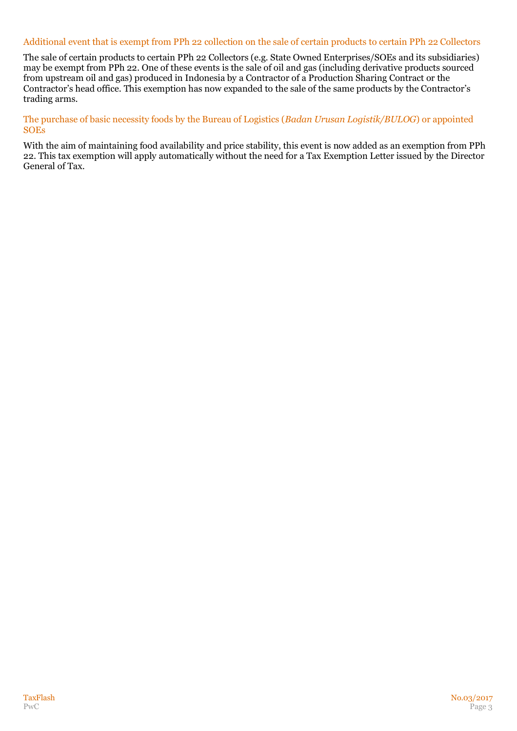### Additional event that is exempt from PPh 22 collection on the sale of certain products to certain PPh 22 Collectors

The sale of certain products to certain PPh 22 Collectors (e.g. State Owned Enterprises/SOEs and its subsidiaries) may be exempt from PPh 22. One of these events is the sale of oil and gas (including derivative products sourced from upstream oil and gas) produced in Indonesia by a Contractor of a Production Sharing Contract or the Contractor's head office. This exemption has now expanded to the sale of the same products by the Contractor's trading arms.

### The purchase of basic necessity foods by the Bureau of Logistics (*Badan Urusan Logistik/BULOG*) or appointed SOEs

With the aim of maintaining food availability and price stability, this event is now added as an exemption from PPh 22. This tax exemption will apply automatically without the need for a Tax Exemption Letter issued by the Director General of Tax.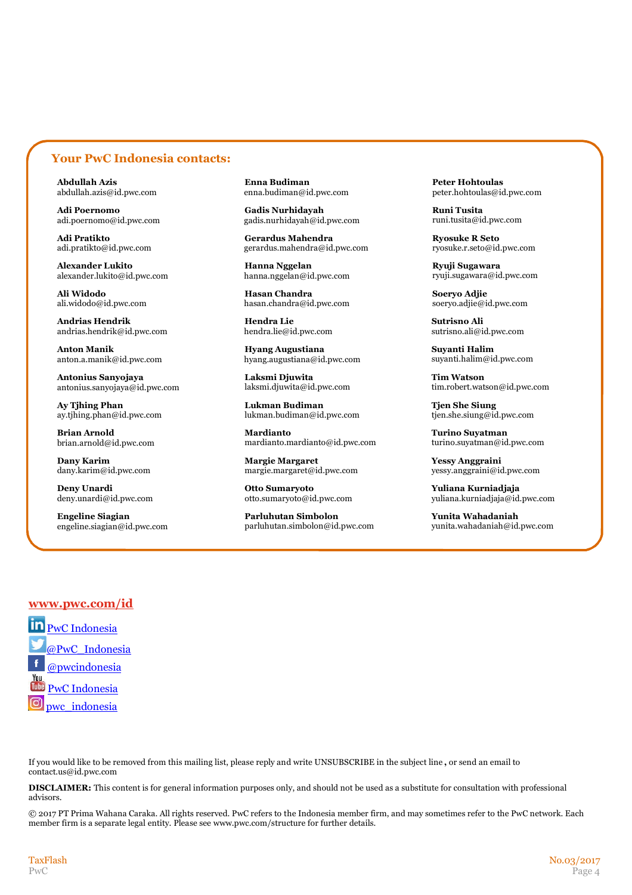## Your PwC Indonesia contacts:

**Abdullah Azis**
abdullah.azis@id.pwc.com

**Adi Poernomo**
adi.poernomo@id.pwc.com

**Adi Pratikto**
adi.pratikto@id.pwc.com

**Alexander Lukito**
alexander.lukito@id.pwc.com

**Ali Widodo**
ali.widodo@id.pwc.com

**Andrias Hendrik**
andrias.hendrik@id.pwc.com

**Anton Manik**
anton.a.manik@id.pwc.com

**Antonius Sanyojaya**
antonius.sanyojaya@id.pwc.com

**Ay Tjhing Phan**
ay.tjhing.phan@id.pwc.com

**Brian Arnold**
brian.arnold@id.pwc.com

**Dany Karim**
dany.karim@id.pwc.com

**Deny Unardi**
deny.unardi@id.pwc.com

**Engeline Siagian**
engeline.siagian@id.pwc.com

**Enna Budiman**
enna.budiman@id.pwc.com

**Gadis Nurhidayah**
gadis.nurhidayah@id.pwc.com

**Gerardus Mahendra**
gerardus.mahendra@id.pwc.com

**Hanna Nggelan**
hanna.nggelan@id.pwc.com

**Hasan Chandra**
hasan.chandra@id.pwc.com

**Hendra Lie**
hendra.lie@id.pwc.com

**Hyang Augustiana**
hyang.augustiana@id.pwc.com

**Laksmi Djuwita**
laksmi.djuwita@id.pwc.com

**Lukman Budiman**
lukman.budiman@id.pwc.com

**Mardianto**
mardianto.mardianto@id.pwc.com

**Margie Margaret**
margie.margaret@id.pwc.com

**Otto Sumaryoto**
otto.sumaryoto@id.pwc.com

**Parluhutan Simbolon**
parluhutan.simbolon@id.pwc.com

**Peter Hohtoulas**
peter.hohtoulas@id.pwc.com

**Runi Tusita**
runi.tusita@id.pwc.com

**Ryosuke R Seto**
ryosuke.r.seto@id.pwc.com

**Ryuji Sugawara**
ryuji.sugawara@id.pwc.com

**Soeryo Adjie**
soeryo.adjie@id.pwc.com

**Sutrisno Ali**
sutrisno.ali@id.pwc.com

**Suyanti Halim**
suyanti.halim@id.pwc.com

**Tim Watson**
tim.robert.watson@id.pwc.com

**Tjen She Siung**
tjen.she.siung@id.pwc.com

**Turino Suyatman**
turino.suyatman@id.pwc.com

**Yessy Anggraini**
yessy.anggraini@id.pwc.com

**Yuliana Kurniadjaja**
yuliana.kurniadjaja@id.pwc.com

**Yunita Wahadaniah**
yunita.wahadaniah@id.pwc.com

**www.pwc.com/id**

PwC Indonesia
@PwC_Indonesia
@pwcindonesia
PwC Indonesia
pwc_indonesia

If you would like to be removed from this mailing list, please reply and write UNSUBSCRIBE in the subject line , or send an email to contact.us@id.pwc.com

**DISCLAIMER:** This content is for general information purposes only, and should not be used as a substitute for consultation with professional advisors.

© 2017 PT Prima Wahana Caraka. All rights reserved. PwC refers to the Indonesia member firm, and may sometimes refer to the PwC network. Each member firm is a separate legal entity. Please see www.pwc.com/structure for further details.